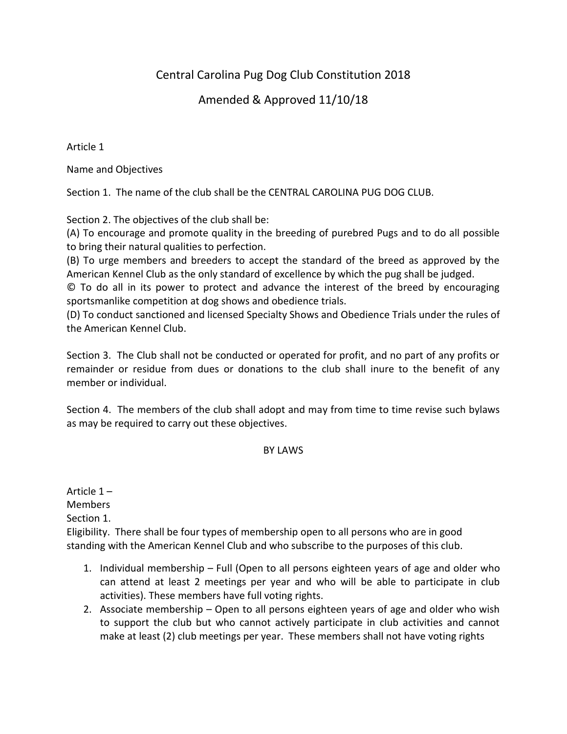# Central Carolina Pug Dog Club Constitution 2018

## Amended & Approved 11/10/18

Article 1

Name and Objectives

Section 1. The name of the club shall be the CENTRAL CAROLINA PUG DOG CLUB.

Section 2. The objectives of the club shall be:
(A) To encourage and promote quality in the breeding of purebred Pugs and to do all possible to bring their natural qualities to perfection.
(B) To urge members and breeders to accept the standard of the breed as approved by the American Kennel Club as the only standard of excellence by which the pug shall be judged.
© To do all in its power to protect and advance the interest of the breed by encouraging sportsmanlike competition at dog shows and obedience trials.
(D) To conduct sanctioned and licensed Specialty Shows and Obedience Trials under the rules of the American Kennel Club.

Section 3. The Club shall not be conducted or operated for profit, and no part of any profits or remainder or residue from dues or donations to the club shall inure to the benefit of any member or individual.

Section 4. The members of the club shall adopt and may from time to time revise such bylaws as may be required to carry out these objectives.

BY LAWS

Article 1 –
Members
Section 1.
Eligibility. There shall be four types of membership open to all persons who are in good standing with the American Kennel Club and who subscribe to the purposes of this club.

1. Individual membership – Full (Open to all persons eighteen years of age and older who can attend at least 2 meetings per year and who will be able to participate in club activities). These members have full voting rights.
2. Associate membership – Open to all persons eighteen years of age and older who wish to support the club but who cannot actively participate in club activities and cannot make at least (2) club meetings per year. These members shall not have voting rights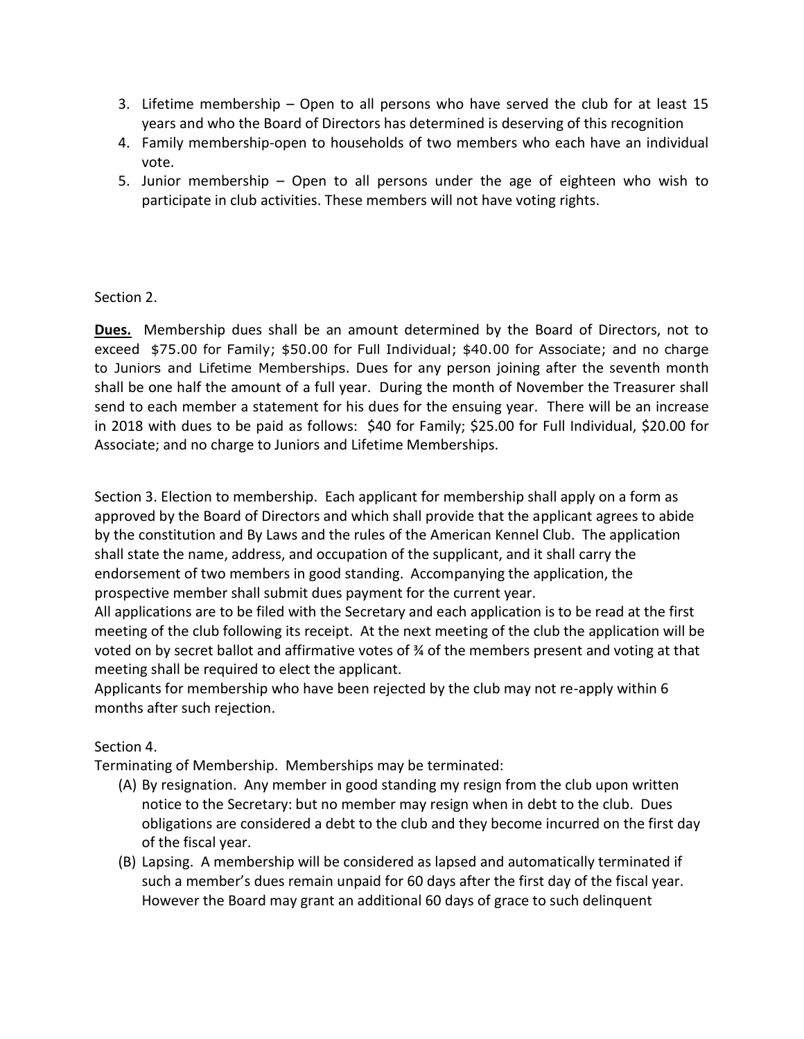3. Lifetime membership – Open to all persons who have served the club for at least 15 years and who the Board of Directors has determined is deserving of this recognition
4. Family membership-open to households of two members who each have an individual vote.
5. Junior membership – Open to all persons under the age of eighteen who wish to participate in club activities. These members will not have voting rights.

Section 2.

**Dues.** Membership dues shall be an amount determined by the Board of Directors, not to exceed $75.00 for Family; $50.00 for Full Individual; $40.00 for Associate; and no charge to Juniors and Lifetime Memberships. Dues for any person joining after the seventh month shall be one half the amount of a full year. During the month of November the Treasurer shall send to each member a statement for his dues for the ensuing year. There will be an increase in 2018 with dues to be paid as follows: $40 for Family; $25.00 for Full Individual, $20.00 for Associate; and no charge to Juniors and Lifetime Memberships.

Section 3. Election to membership. Each applicant for membership shall apply on a form as approved by the Board of Directors and which shall provide that the applicant agrees to abide by the constitution and By Laws and the rules of the American Kennel Club. The application shall state the name, address, and occupation of the supplicant, and it shall carry the endorsement of two members in good standing. Accompanying the application, the prospective member shall submit dues payment for the current year.
All applications are to be filed with the Secretary and each application is to be read at the first meeting of the club following its receipt. At the next meeting of the club the application will be voted on by secret ballot and affirmative votes of ¾ of the members present and voting at that meeting shall be required to elect the applicant.
Applicants for membership who have been rejected by the club may not re-apply within 6 months after such rejection.

Section 4.
Terminating of Membership. Memberships may be terminated:

(A) By resignation. Any member in good standing my resign from the club upon written notice to the Secretary: but no member may resign when in debt to the club. Dues obligations are considered a debt to the club and they become incurred on the first day of the fiscal year.
(B) Lapsing. A membership will be considered as lapsed and automatically terminated if such a member's dues remain unpaid for 60 days after the first day of the fiscal year. However the Board may grant an additional 60 days of grace to such delinquent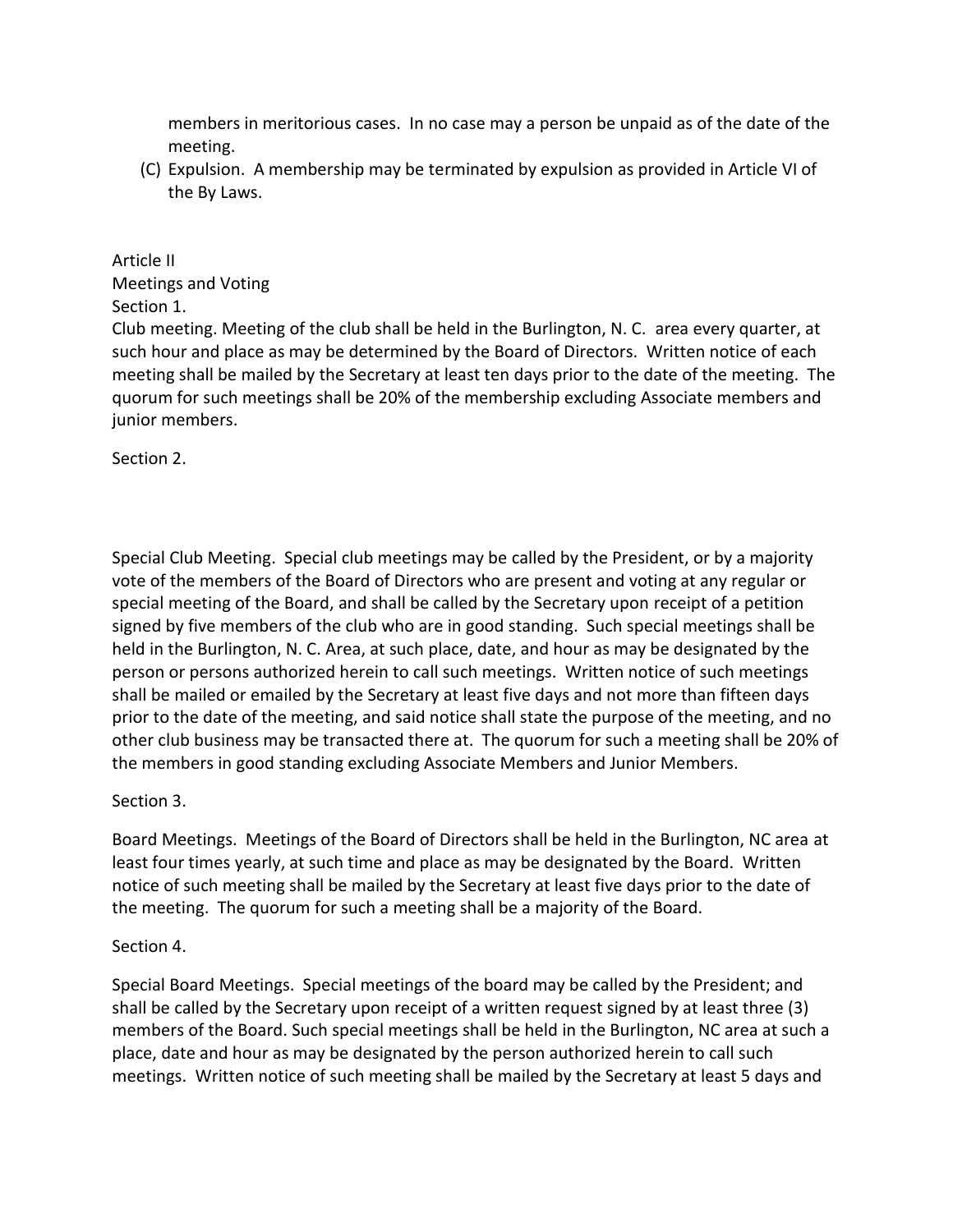members in meritorious cases. In no case may a person be unpaid as of the date of the meeting.

(C) Expulsion. A membership may be terminated by expulsion as provided in Article VI of the By Laws.

Article II

Meetings and Voting

Section 1.

Club meeting. Meeting of the club shall be held in the Burlington, N. C. area every quarter, at such hour and place as may be determined by the Board of Directors. Written notice of each meeting shall be mailed by the Secretary at least ten days prior to the date of the meeting. The quorum for such meetings shall be 20% of the membership excluding Associate members and junior members.

Section 2.

Special Club Meeting. Special club meetings may be called by the President, or by a majority vote of the members of the Board of Directors who are present and voting at any regular or special meeting of the Board, and shall be called by the Secretary upon receipt of a petition signed by five members of the club who are in good standing. Such special meetings shall be held in the Burlington, N. C. Area, at such place, date, and hour as may be designated by the person or persons authorized herein to call such meetings. Written notice of such meetings shall be mailed or emailed by the Secretary at least five days and not more than fifteen days prior to the date of the meeting, and said notice shall state the purpose of the meeting, and no other club business may be transacted there at. The quorum for such a meeting shall be 20% of the members in good standing excluding Associate Members and Junior Members.

Section 3.

Board Meetings. Meetings of the Board of Directors shall be held in the Burlington, NC area at least four times yearly, at such time and place as may be designated by the Board. Written notice of such meeting shall be mailed by the Secretary at least five days prior to the date of the meeting. The quorum for such a meeting shall be a majority of the Board.

Section 4.

Special Board Meetings. Special meetings of the board may be called by the President; and shall be called by the Secretary upon receipt of a written request signed by at least three (3) members of the Board. Such special meetings shall be held in the Burlington, NC area at such a place, date and hour as may be designated by the person authorized herein to call such meetings. Written notice of such meeting shall be mailed by the Secretary at least 5 days and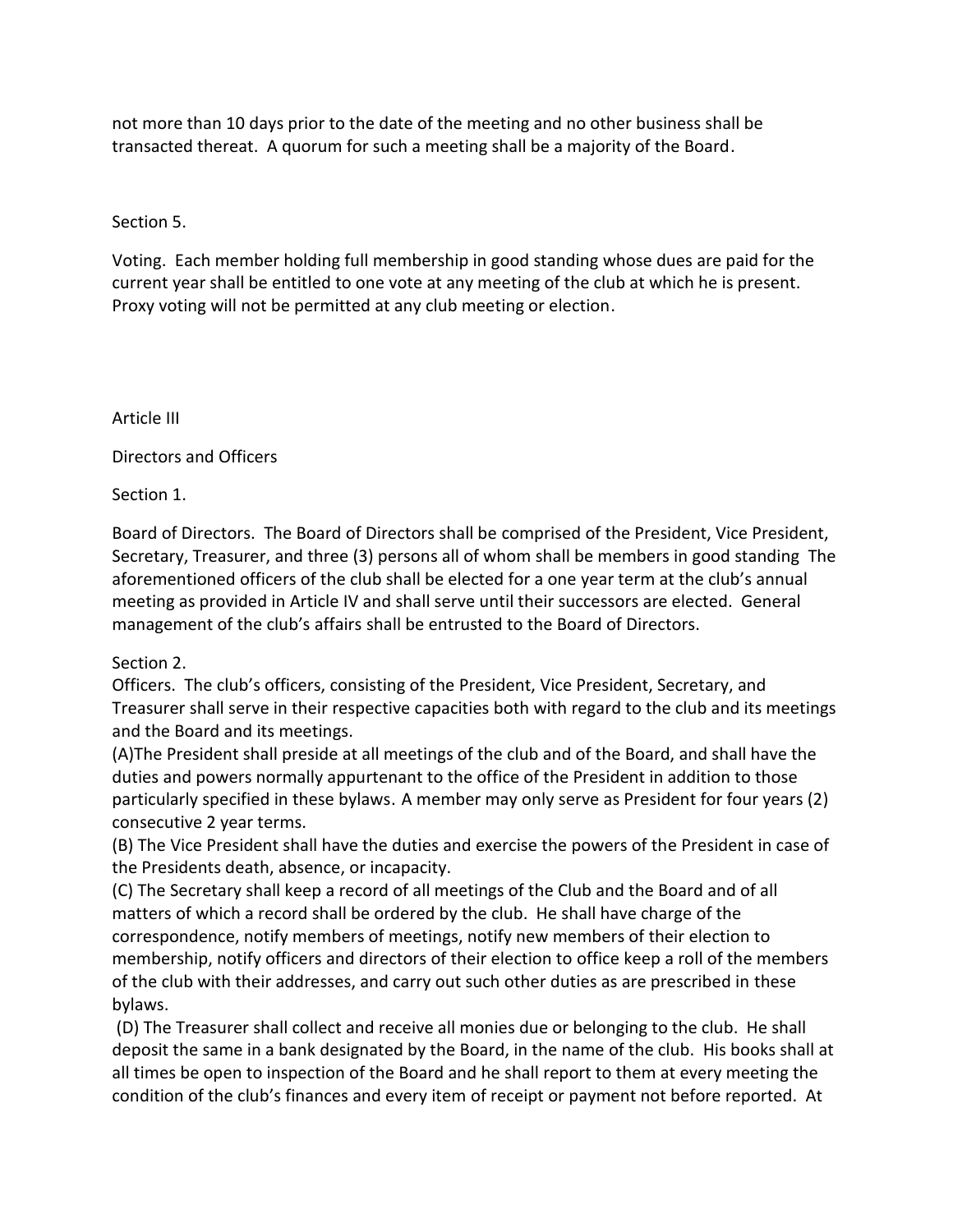not more than 10 days prior to the date of the meeting and no other business shall be transacted thereat. A quorum for such a meeting shall be a majority of the Board.

Section 5.

Voting. Each member holding full membership in good standing whose dues are paid for the current year shall be entitled to one vote at any meeting of the club at which he is present. Proxy voting will not be permitted at any club meeting or election.

## Article III

## Directors and Officers

Section 1.

Board of Directors. The Board of Directors shall be comprised of the President, Vice President, Secretary, Treasurer, and three (3) persons all of whom shall be members in good standing The aforementioned officers of the club shall be elected for a one year term at the club's annual meeting as provided in Article IV and shall serve until their successors are elected. General management of the club's affairs shall be entrusted to the Board of Directors.

Section 2.

Officers. The club's officers, consisting of the President, Vice President, Secretary, and Treasurer shall serve in their respective capacities both with regard to the club and its meetings and the Board and its meetings.

(A)The President shall preside at all meetings of the club and of the Board, and shall have the duties and powers normally appurtenant to the office of the President in addition to those particularly specified in these bylaws. A member may only serve as President for four years (2) consecutive 2 year terms.

(B) The Vice President shall have the duties and exercise the powers of the President in case of the Presidents death, absence, or incapacity.

(C) The Secretary shall keep a record of all meetings of the Club and the Board and of all matters of which a record shall be ordered by the club. He shall have charge of the correspondence, notify members of meetings, notify new members of their election to membership, notify officers and directors of their election to office keep a roll of the members of the club with their addresses, and carry out such other duties as are prescribed in these bylaws.

(D) The Treasurer shall collect and receive all monies due or belonging to the club. He shall deposit the same in a bank designated by the Board, in the name of the club. His books shall at all times be open to inspection of the Board and he shall report to them at every meeting the condition of the club's finances and every item of receipt or payment not before reported. At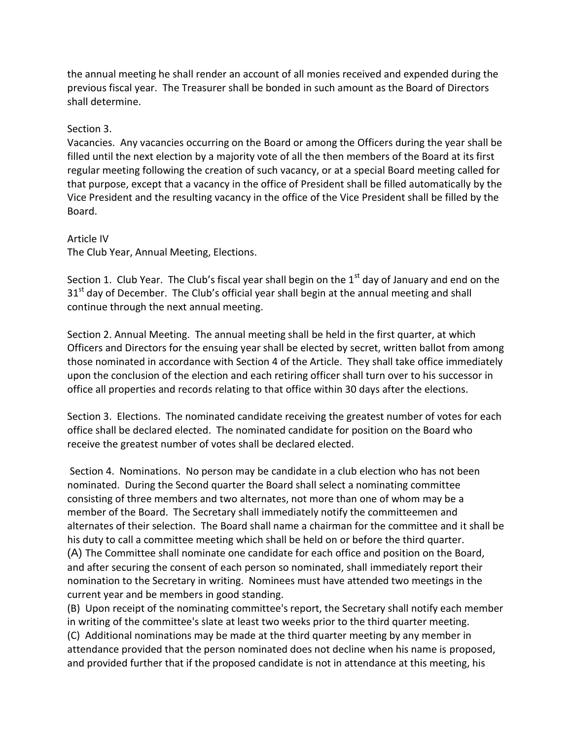the annual meeting he shall render an account of all monies received and expended during the previous fiscal year. The Treasurer shall be bonded in such amount as the Board of Directors shall determine.

Section 3.

Vacancies. Any vacancies occurring on the Board or among the Officers during the year shall be filled until the next election by a majority vote of all the then members of the Board at its first regular meeting following the creation of such vacancy, or at a special Board meeting called for that purpose, except that a vacancy in the office of President shall be filled automatically by the Vice President and the resulting vacancy in the office of the Vice President shall be filled by the Board.

Article IV

The Club Year, Annual Meeting, Elections.

Section 1. Club Year. The Club's fiscal year shall begin on the 1st day of January and end on the 31st day of December. The Club's official year shall begin at the annual meeting and shall continue through the next annual meeting.

Section 2. Annual Meeting. The annual meeting shall be held in the first quarter, at which Officers and Directors for the ensuing year shall be elected by secret, written ballot from among those nominated in accordance with Section 4 of the Article. They shall take office immediately upon the conclusion of the election and each retiring officer shall turn over to his successor in office all properties and records relating to that office within 30 days after the elections.

Section 3. Elections. The nominated candidate receiving the greatest number of votes for each office shall be declared elected. The nominated candidate for position on the Board who receive the greatest number of votes shall be declared elected.

Section 4. Nominations. No person may be candidate in a club election who has not been nominated. During the Second quarter the Board shall select a nominating committee consisting of three members and two alternates, not more than one of whom may be a member of the Board. The Secretary shall immediately notify the committeemen and alternates of their selection. The Board shall name a chairman for the committee and it shall be his duty to call a committee meeting which shall be held on or before the third quarter.

(A) The Committee shall nominate one candidate for each office and position on the Board, and after securing the consent of each person so nominated, shall immediately report their nomination to the Secretary in writing. Nominees must have attended two meetings in the current year and be members in good standing.

(B) Upon receipt of the nominating committee's report, the Secretary shall notify each member in writing of the committee's slate at least two weeks prior to the third quarter meeting.

(C) Additional nominations may be made at the third quarter meeting by any member in attendance provided that the person nominated does not decline when his name is proposed, and provided further that if the proposed candidate is not in attendance at this meeting, his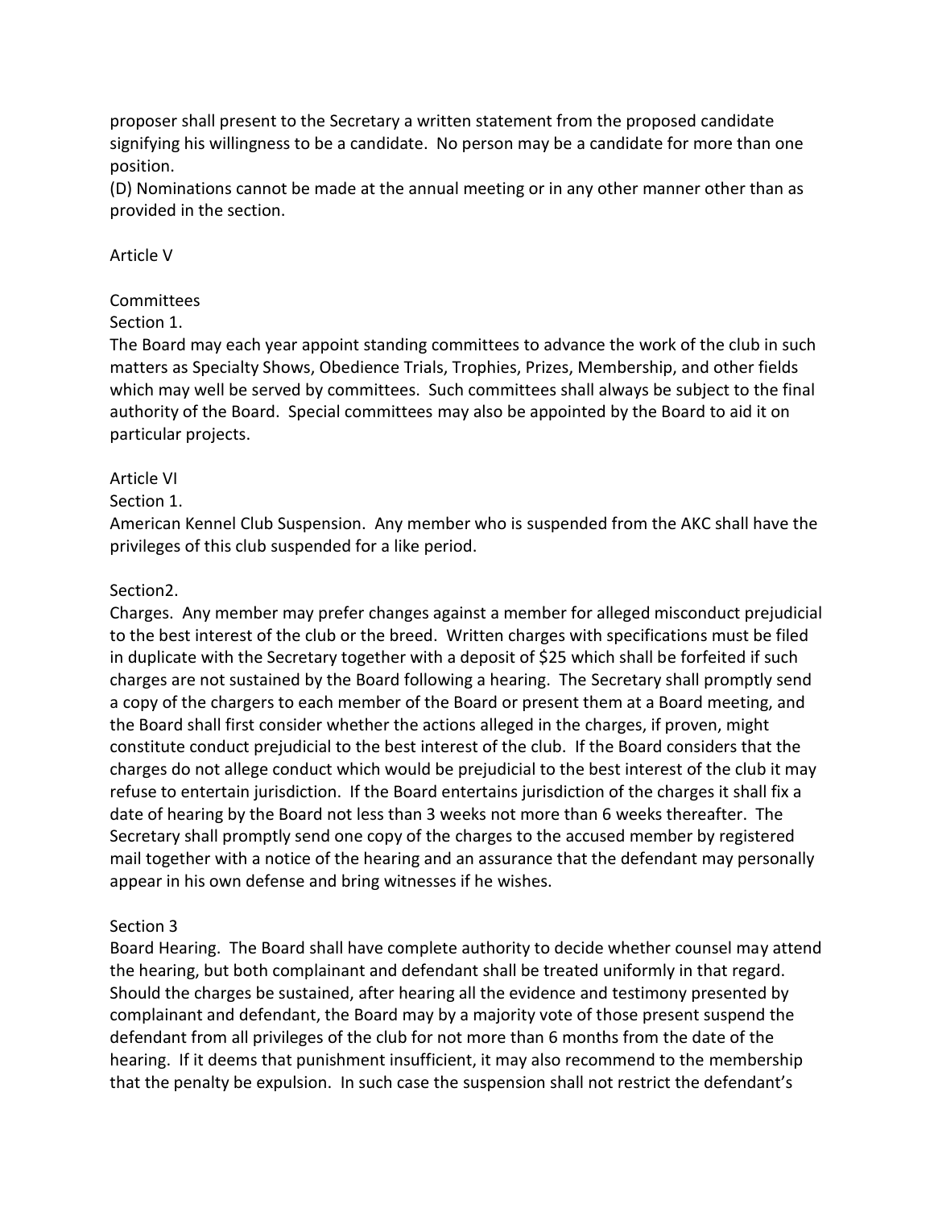proposer shall present to the Secretary a written statement from the proposed candidate signifying his willingness to be a candidate. No person may be a candidate for more than one position.

(D) Nominations cannot be made at the annual meeting or in any other manner other than as provided in the section.

## Article V

### Committees

Section 1.

The Board may each year appoint standing committees to advance the work of the club in such matters as Specialty Shows, Obedience Trials, Trophies, Prizes, Membership, and other fields which may well be served by committees. Such committees shall always be subject to the final authority of the Board. Special committees may also be appointed by the Board to aid it on particular projects.

## Article VI

Section 1.

American Kennel Club Suspension. Any member who is suspended from the AKC shall have the privileges of this club suspended for a like period.

Section2.

Charges. Any member may prefer changes against a member for alleged misconduct prejudicial to the best interest of the club or the breed. Written charges with specifications must be filed in duplicate with the Secretary together with a deposit of $25 which shall be forfeited if such charges are not sustained by the Board following a hearing. The Secretary shall promptly send a copy of the chargers to each member of the Board or present them at a Board meeting, and the Board shall first consider whether the actions alleged in the charges, if proven, might constitute conduct prejudicial to the best interest of the club. If the Board considers that the charges do not allege conduct which would be prejudicial to the best interest of the club it may refuse to entertain jurisdiction. If the Board entertains jurisdiction of the charges it shall fix a date of hearing by the Board not less than 3 weeks not more than 6 weeks thereafter. The Secretary shall promptly send one copy of the charges to the accused member by registered mail together with a notice of the hearing and an assurance that the defendant may personally appear in his own defense and bring witnesses if he wishes.

Section 3

Board Hearing. The Board shall have complete authority to decide whether counsel may attend the hearing, but both complainant and defendant shall be treated uniformly in that regard. Should the charges be sustained, after hearing all the evidence and testimony presented by complainant and defendant, the Board may by a majority vote of those present suspend the defendant from all privileges of the club for not more than 6 months from the date of the hearing. If it deems that punishment insufficient, it may also recommend to the membership that the penalty be expulsion. In such case the suspension shall not restrict the defendant's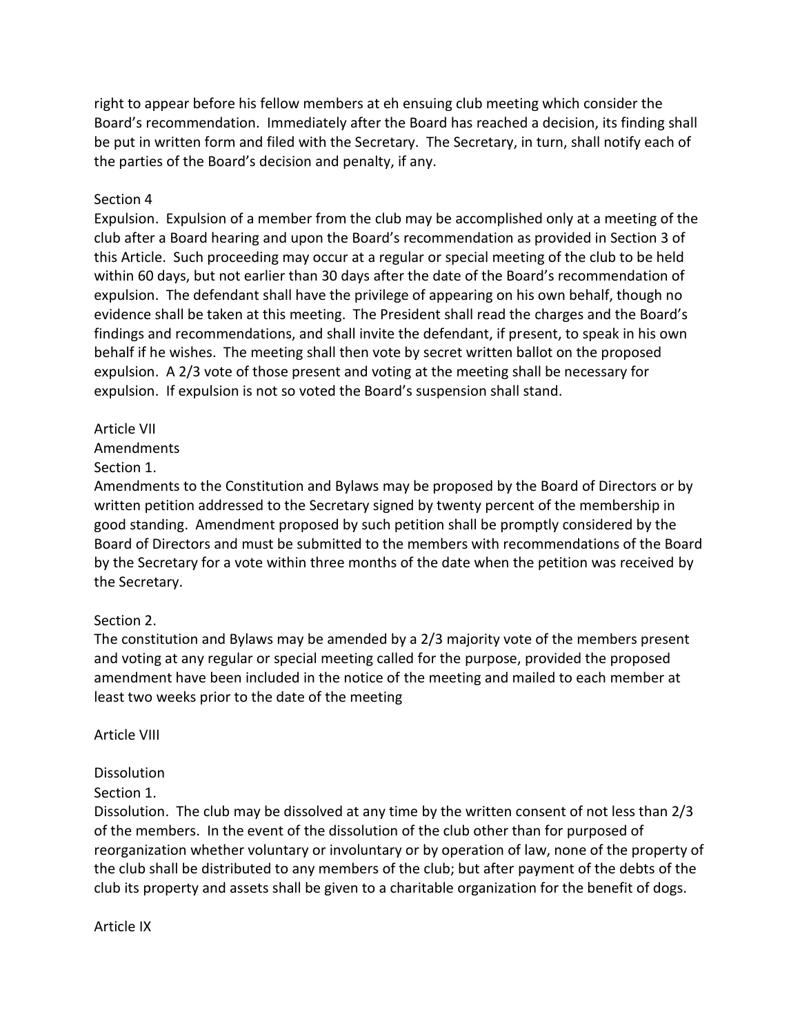right to appear before his fellow members at eh ensuing club meeting which consider the Board's recommendation. Immediately after the Board has reached a decision, its finding shall be put in written form and filed with the Secretary. The Secretary, in turn, shall notify each of the parties of the Board's decision and penalty, if any.

Section 4

Expulsion. Expulsion of a member from the club may be accomplished only at a meeting of the club after a Board hearing and upon the Board's recommendation as provided in Section 3 of this Article. Such proceeding may occur at a regular or special meeting of the club to be held within 60 days, but not earlier than 30 days after the date of the Board's recommendation of expulsion. The defendant shall have the privilege of appearing on his own behalf, though no evidence shall be taken at this meeting. The President shall read the charges and the Board's findings and recommendations, and shall invite the defendant, if present, to speak in his own behalf if he wishes. The meeting shall then vote by secret written ballot on the proposed expulsion. A 2/3 vote of those present and voting at the meeting shall be necessary for expulsion. If expulsion is not so voted the Board's suspension shall stand.

Article VII

Amendments

Section 1.

Amendments to the Constitution and Bylaws may be proposed by the Board of Directors or by written petition addressed to the Secretary signed by twenty percent of the membership in good standing. Amendment proposed by such petition shall be promptly considered by the Board of Directors and must be submitted to the members with recommendations of the Board by the Secretary for a vote within three months of the date when the petition was received by the Secretary.

Section 2.

The constitution and Bylaws may be amended by a 2/3 majority vote of the members present and voting at any regular or special meeting called for the purpose, provided the proposed amendment have been included in the notice of the meeting and mailed to each member at least two weeks prior to the date of the meeting

Article VIII

Dissolution

Section 1.

Dissolution. The club may be dissolved at any time by the written consent of not less than 2/3 of the members. In the event of the dissolution of the club other than for purposed of reorganization whether voluntary or involuntary or by operation of law, none of the property of the club shall be distributed to any members of the club; but after payment of the debts of the club its property and assets shall be given to a charitable organization for the benefit of dogs.

Article IX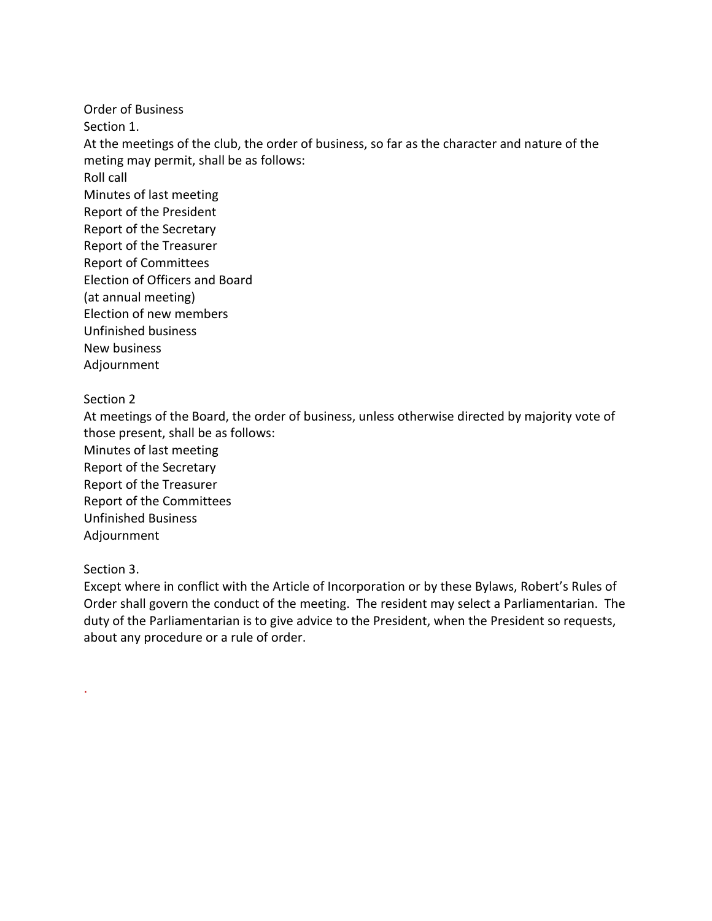Order of Business

Section 1.

At the meetings of the club, the order of business, so far as the character and nature of the meting may permit, shall be as follows:

Roll call
Minutes of last meeting
Report of the President
Report of the Secretary
Report of the Treasurer
Report of Committees
Election of Officers and Board
(at annual meeting)
Election of new members
Unfinished business
New business
Adjournment

Section 2

At meetings of the Board, the order of business, unless otherwise directed by majority vote of those present, shall be as follows:

Minutes of last meeting
Report of the Secretary
Report of the Treasurer
Report of the Committees
Unfinished Business
Adjournment

Section 3.

Except where in conflict with the Article of Incorporation or by these Bylaws, Robert's Rules of Order shall govern the conduct of the meeting. The resident may select a Parliamentarian. The duty of the Parliamentarian is to give advice to the President, when the President so requests, about any procedure or a rule of order.

.